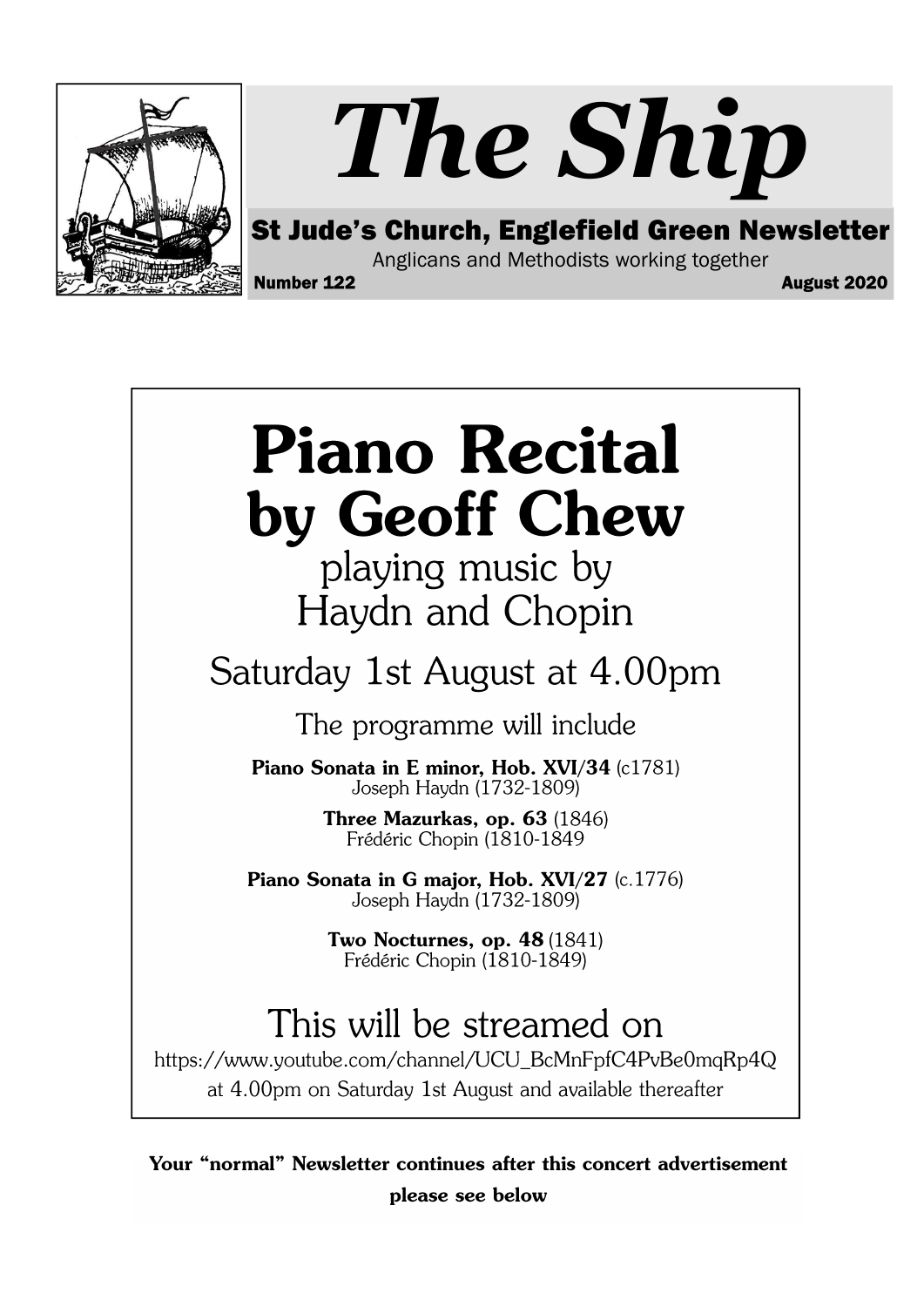# The Ship

**St Jude's Church, Englefield Green Newsletter**

Anglicans and Methodists working together

**Number 122** **August 2020**

# Piano Recital by Geoff Chew

playing music by
Haydn and Chopin

## Saturday 1st August at 4.00pm

The programme will include

**Piano Sonata in E minor, Hob. XVI/34** (c1781)
Joseph Haydn (1732-1809)

**Three Mazurkas, op. 63** (1846)
Frédéric Chopin (1810-1849

**Piano Sonata in G major, Hob. XVI/27** (c.1776)
Joseph Haydn (1732-1809)

**Two Nocturnes, op. 48** (1841)
Frédéric Chopin (1810-1849)

## This will be streamed on

https://www.youtube.com/channel/UCU_BcMnFpfC4PvBe0mqRp4Q
at 4.00pm on Saturday 1st August and available thereafter

**Your "normal" Newsletter continues after this concert advertisement please see below**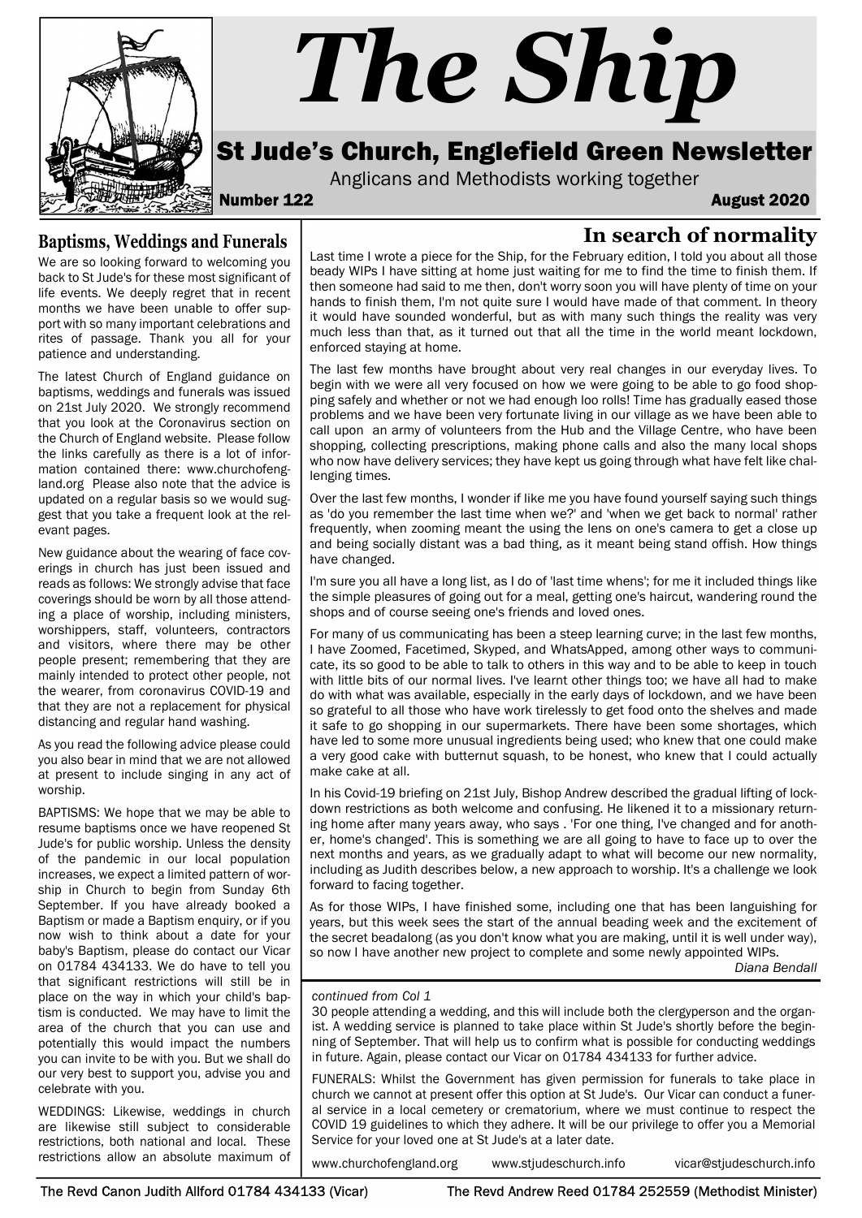# The Ship

## St Jude's Church, Englefield Green Newsletter

Anglicans and Methodists working together

**Number 122** **August 2020**

## Baptisms, Weddings and Funerals

We are so looking forward to welcoming you back to St Jude's for these most significant of life events. We deeply regret that in recent months we have been unable to offer support with so many important celebrations and rites of passage. Thank you all for your patience and understanding.

The latest Church of England guidance on baptisms, weddings and funerals was issued on 21st July 2020. We strongly recommend that you look at the Coronavirus section on the Church of England website. Please follow the links carefully as there is a lot of information contained there: www.churchofengland.org Please also note that the advice is updated on a regular basis so we would suggest that you take a frequent look at the relevant pages.

New guidance about the wearing of face coverings in church has just been issued and reads as follows: We strongly advise that face coverings should be worn by all those attending a place of worship, including ministers, worshippers, staff, volunteers, contractors and visitors, where there may be other people present; remembering that they are mainly intended to protect other people, not the wearer, from coronavirus COVID-19 and that they are not a replacement for physical distancing and regular hand washing.

As you read the following advice please could you also bear in mind that we are not allowed at present to include singing in any act of worship.

BAPTISMS: We hope that we may be able to resume baptisms once we have reopened St Jude's for public worship. Unless the density of the pandemic in our local population increases, we expect a limited pattern of worship in Church to begin from Sunday 6th September. If you have already booked a Baptism or made a Baptism enquiry, or if you now wish to think about a date for your baby's Baptism, please do contact our Vicar on 01784 434133. We do have to tell you that significant restrictions will still be in place on the way in which your child's baptism is conducted. We may have to limit the area of the church that you can use and potentially this would impact the numbers you can invite to be with you. But we shall do our very best to support you, advise you and celebrate with you.

WEDDINGS: Likewise, weddings in church are likewise still subject to considerable restrictions, both national and local. These restrictions allow an absolute maximum of

*continued from Col 1*

30 people attending a wedding, and this will include both the clergyperson and the organist. A wedding service is planned to take place within St Jude's shortly before the beginning of September. That will help us to confirm what is possible for conducting weddings in future. Again, please contact our Vicar on 01784 434133 for further advice.

FUNERALS: Whilst the Government has given permission for funerals to take place in church we cannot at present offer this option at St Jude's. Our Vicar can conduct a funeral service in a local cemetery or crematorium, where we must continue to respect the COVID 19 guidelines to which they adhere. It will be our privilege to offer you a Memorial Service for your loved one at St Jude's at a later date.

www.churchofengland.org www.stjudeschurch.info vicar@stjudeschurch.info

## In search of normality

Last time I wrote a piece for the Ship, for the February edition, I told you about all those beady WIPs I have sitting at home just waiting for me to find the time to finish them. If then someone had said to me then, don't worry soon you will have plenty of time on your hands to finish them, I'm not quite sure I would have made of that comment. In theory it would have sounded wonderful, but as with many such things the reality was very much less than that, as it turned out that all the time in the world meant lockdown, enforced staying at home.

The last few months have brought about very real changes in our everyday lives. To begin with we were all very focused on how we were going to be able to go food shopping safely and whether or not we had enough loo rolls! Time has gradually eased those problems and we have been very fortunate living in our village as we have been able to call upon an army of volunteers from the Hub and the Village Centre, who have been shopping, collecting prescriptions, making phone calls and also the many local shops who now have delivery services; they have kept us going through what have felt like challenging times.

Over the last few months, I wonder if like me you have found yourself saying such things as 'do you remember the last time when we?' and 'when we get back to normal' rather frequently, when zooming meant the using the lens on one's camera to get a close up and being socially distant was a bad thing, as it meant being stand offish. How things have changed.

I'm sure you all have a long list, as I do of 'last time whens'; for me it included things like the simple pleasures of going out for a meal, getting one's haircut, wandering round the shops and of course seeing one's friends and loved ones.

For many of us communicating has been a steep learning curve; in the last few months, I have Zoomed, Facetimed, Skyped, and WhatsApped, among other ways to communicate, its so good to be able to talk to others in this way and to be able to keep in touch with little bits of our normal lives. I've learnt other things too; we have all had to make do with what was available, especially in the early days of lockdown, and we have been so grateful to all those who have work tirelessly to get food onto the shelves and made it safe to go shopping in our supermarkets. There have been some shortages, which have led to some more unusual ingredients being used; who knew that one could make a very good cake with butternut squash, to be honest, who knew that I could actually make cake at all.

In his Covid-19 briefing on 21st July, Bishop Andrew described the gradual lifting of lockdown restrictions as both welcome and confusing. He likened it to a missionary returning home after many years away, who says . 'For one thing, I've changed and for another, home's changed'. This is something we are all going to have to face up to over the next months and years, as we gradually adapt to what will become our new normality, including as Judith describes below, a new approach to worship. It's a challenge we look forward to facing together.

As for those WIPs, I have finished some, including one that has been languishing for years, but this week sees the start of the annual beading week and the excitement of the secret beadalong (as you don't know what you are making, until it is well under way), so now I have another new project to complete and some newly appointed WIPs.

*Diana Bendall*

The Revd Canon Judith Allford 01784 434133 (Vicar) The Revd Andrew Reed 01784 252559 (Methodist Minister)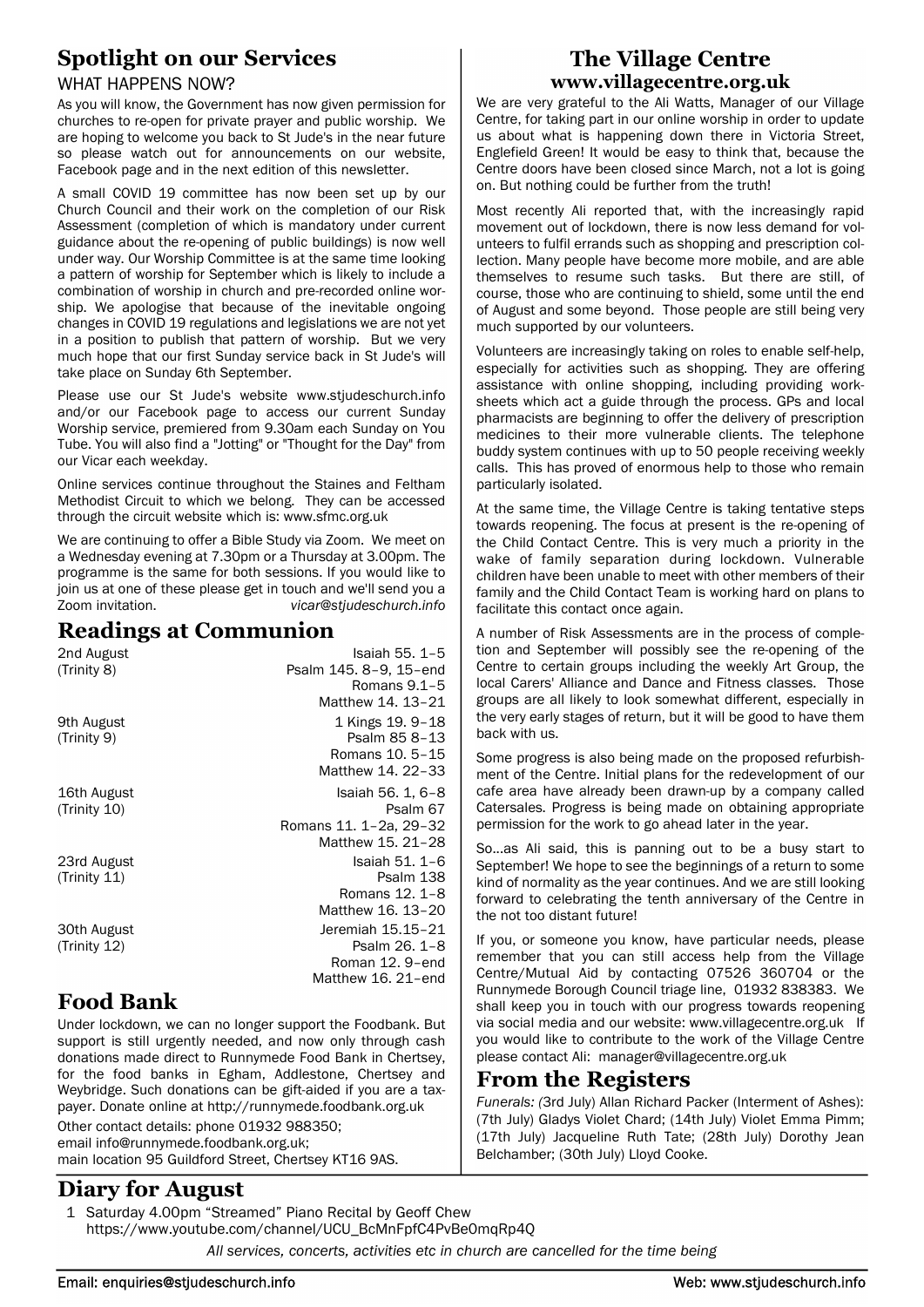## Spotlight on our Services

### WHAT HAPPENS NOW?

As you will know, the Government has now given permission for churches to re-open for private prayer and public worship. We are hoping to welcome you back to St Jude's in the near future so please watch out for announcements on our website, Facebook page and in the next edition of this newsletter.

A small COVID 19 committee has now been set up by our Church Council and their work on the completion of our Risk Assessment (completion of which is mandatory under current guidance about the re-opening of public buildings) is now well under way. Our Worship Committee is at the same time looking a pattern of worship for September which is likely to include a combination of worship in church and pre-recorded online worship. We apologise that because of the inevitable ongoing changes in COVID 19 regulations and legislations we are not yet in a position to publish that pattern of worship. But we very much hope that our first Sunday service back in St Jude's will take place on Sunday 6th September.

Please use our St Jude's website www.stjudeschurch.info and/or our Facebook page to access our current Sunday Worship service, premiered from 9.30am each Sunday on You Tube. You will also find a "Jotting" or "Thought for the Day" from our Vicar each weekday.

Online services continue throughout the Staines and Feltham Methodist Circuit to which we belong. They can be accessed through the circuit website which is: www.sfmc.org.uk

We are continuing to offer a Bible Study via Zoom. We meet on a Wednesday evening at 7.30pm or a Thursday at 3.00pm. The programme is the same for both sessions. If you would like to join us at one of these please get in touch and we'll send you a Zoom invitation. *vicar@stjudeschurch.info*

## Readings at Communion

| | |
|---|---|
| 2nd August (Trinity 8) | Isaiah 55. 1–5<br>Psalm 145. 8–9, 15–end<br>Romans 9.1–5<br>Matthew 14. 13–21 |
| 9th August (Trinity 9) | 1 Kings 19. 9–18<br>Psalm 85 8–13<br>Romans 10. 5–15<br>Matthew 14. 22–33 |
| 16th August (Trinity 10) | Isaiah 56. 1, 6–8<br>Psalm 67<br>Romans 11. 1–2a, 29–32<br>Matthew 15. 21–28 |
| 23rd August (Trinity 11) | Isaiah 51. 1–6<br>Psalm 138<br>Romans 12. 1–8<br>Matthew 16. 13–20 |
| 30th August (Trinity 12) | Jeremiah 15.15–21<br>Psalm 26. 1–8<br>Roman 12. 9–end<br>Matthew 16. 21–end |

## Food Bank

Under lockdown, we can no longer support the Foodbank. But support is still urgently needed, and now only through cash donations made direct to Runnymede Food Bank in Chertsey, for the food banks in Egham, Addlestone, Chertsey and Weybridge. Such donations can be gift-aided if you are a tax-payer. Donate online at http://runnymede.foodbank.org.uk

Other contact details: phone 01932 988350;
email info@runnymede.foodbank.org.uk;
main location 95 Guildford Street, Chertsey KT16 9AS.

## The Village Centre
### www.villagecentre.org.uk

We are very grateful to the Ali Watts, Manager of our Village Centre, for taking part in our online worship in order to update us about what is happening down there in Victoria Street, Englefield Green! It would be easy to think that, because the Centre doors have been closed since March, not a lot is going on. But nothing could be further from the truth!

Most recently Ali reported that, with the increasingly rapid movement out of lockdown, there is now less demand for volunteers to fulfil errands such as shopping and prescription collection. Many people have become more mobile, and are able themselves to resume such tasks. But there are still, of course, those who are continuing to shield, some until the end of August and some beyond. Those people are still being very much supported by our volunteers.

Volunteers are increasingly taking on roles to enable self-help, especially for activities such as shopping. They are offering assistance with online shopping, including providing worksheets which act a guide through the process. GPs and local pharmacists are beginning to offer the delivery of prescription medicines to their more vulnerable clients. The telephone buddy system continues with up to 50 people receiving weekly calls. This has proved of enormous help to those who remain particularly isolated.

At the same time, the Village Centre is taking tentative steps towards reopening. The focus at present is the re-opening of the Child Contact Centre. This is very much a priority in the wake of family separation during lockdown. Vulnerable children have been unable to meet with other members of their family and the Child Contact Team is working hard on plans to facilitate this contact once again.

A number of Risk Assessments are in the process of completion and September will possibly see the re-opening of the Centre to certain groups including the weekly Art Group, the local Carers' Alliance and Dance and Fitness classes. Those groups are all likely to look somewhat different, especially in the very early stages of return, but it will be good to have them back with us.

Some progress is also being made on the proposed refurbishment of the Centre. Initial plans for the redevelopment of our cafe area have already been drawn-up by a company called Catersales. Progress is being made on obtaining appropriate permission for the work to go ahead later in the year.

So...as Ali said, this is panning out to be a busy start to September! We hope to see the beginnings of a return to some kind of normality as the year continues. And we are still looking forward to celebrating the tenth anniversary of the Centre in the not too distant future!

If you, or someone you know, have particular needs, please remember that you can still access help from the Village Centre/Mutual Aid by contacting 07526 360704 or the Runnymede Borough Council triage line, 01932 838383. We shall keep you in touch with our progress towards reopening via social media and our website: www.villagecentre.org.uk If you would like to contribute to the work of the Village Centre please contact Ali: manager@villagecentre.org.uk

## From the Registers

*Funerals: (*3rd July) Allan Richard Packer (Interment of Ashes): (7th July) Gladys Violet Chard; (14th July) Violet Emma Pimm; (17th July) Jacqueline Ruth Tate; (28th July) Dorothy Jean Belchamber; (30th July) Lloyd Cooke.

## Diary for August

1 Saturday 4.00pm "Streamed" Piano Recital by Geoff Chew
https://www.youtube.com/channel/UCU_BcMnFpfC4PvBeOmqRp4Q

*All services, concerts, activities etc in church are cancelled for the time being*

Email: enquiries@stjudeschurch.info Web: www.stjudeschurch.info